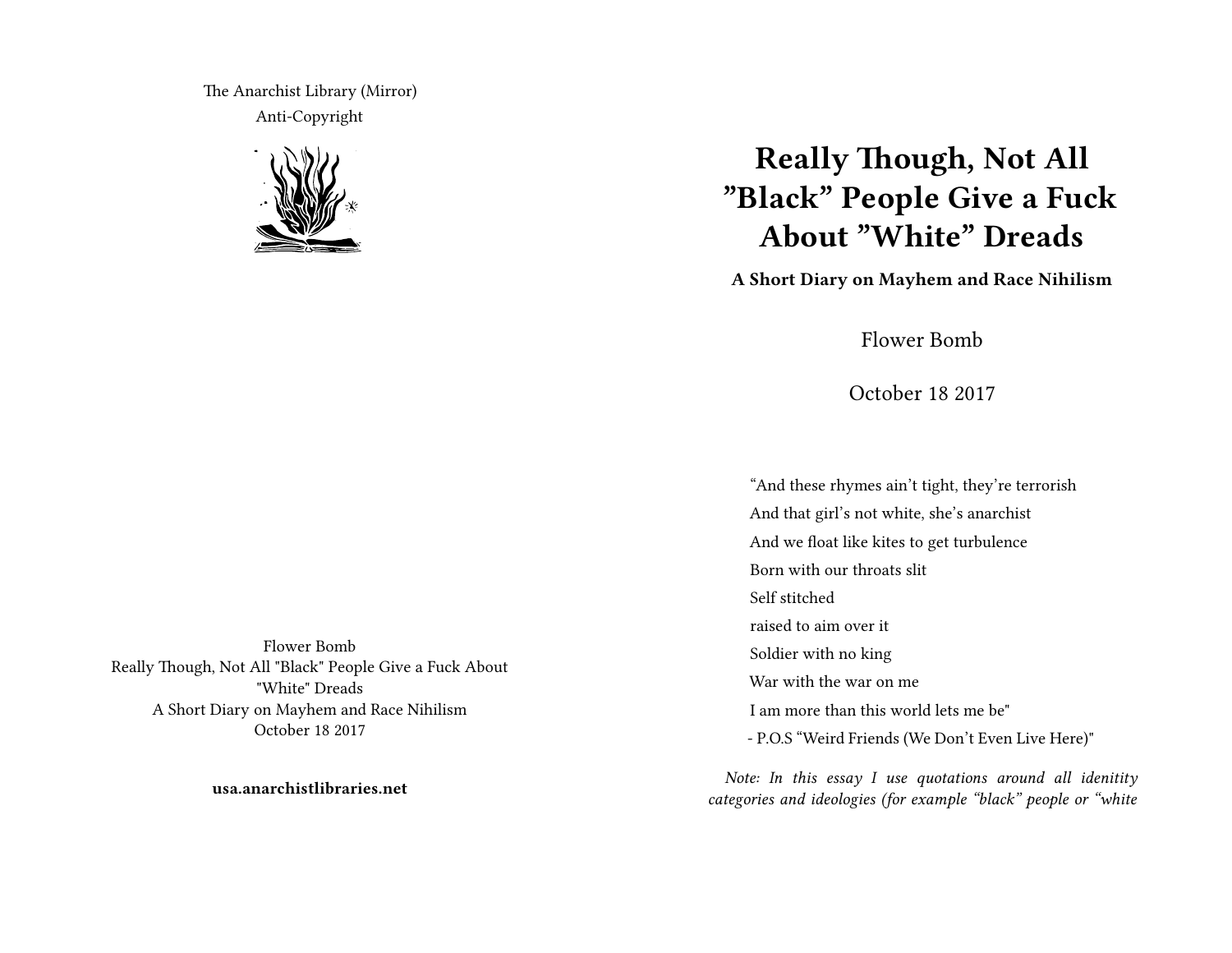The Anarchist Library (Mirror)
Anti-Copyright

Flower Bomb
Really Though, Not All "Black" People Give a Fuck About "White" Dreads
A Short Diary on Mayhem and Race Nihilism
October 18 2017

**usa.anarchistlibraries.net**

# Really Though, Not All "Black" People Give a Fuck About "White" Dreads

### A Short Diary on Mayhem and Race Nihilism

Flower Bomb

October 18 2017

"And these rhymes ain't tight, they're terrorish
And that girl's not white, she's anarchist
And we float like kites to get turbulence
Born with our throats slit
Self stitched
raised to aim over it
Soldier with no king
War with the war on me
I am more than this world lets me be"
- P.O.S "Weird Friends (We Don't Even Live Here)"

*Note: In this essay I use quotations around all idenitity categories and ideologies (for example "black" people or "white*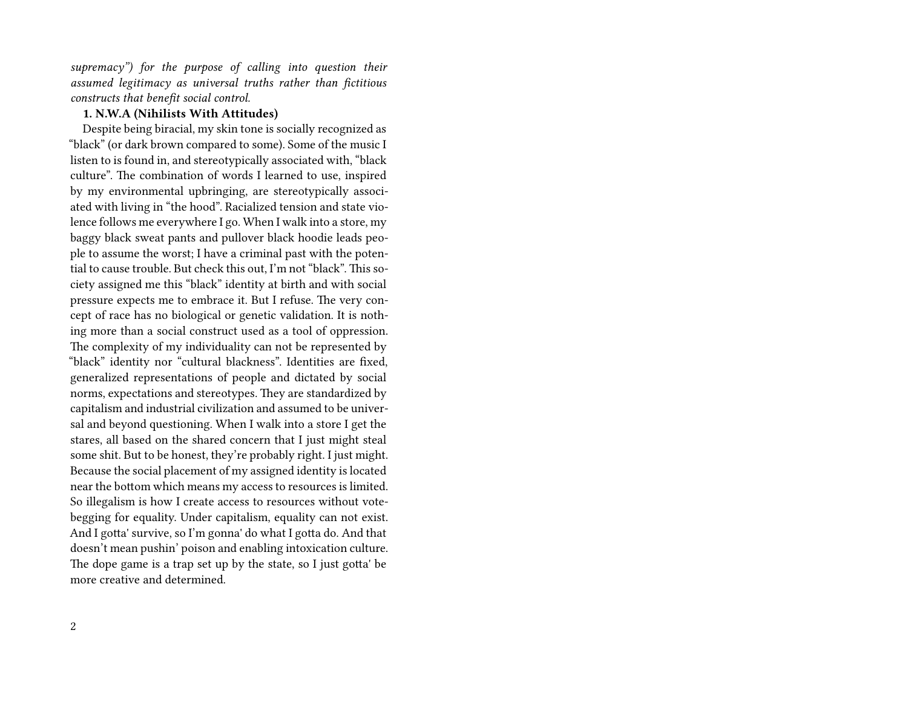*supremacy") for the purpose of calling into question their assumed legitimacy as universal truths rather than fictitious constructs that benefit social control.*

**1. N.W.A (Nihilists With Attitudes)**

Despite being biracial, my skin tone is socially recognized as "black" (or dark brown compared to some). Some of the music I listen to is found in, and stereotypically associated with, "black culture". The combination of words I learned to use, inspired by my environmental upbringing, are stereotypically associated with living in "the hood". Racialized tension and state violence follows me everywhere I go. When I walk into a store, my baggy black sweat pants and pullover black hoodie leads people to assume the worst; I have a criminal past with the potential to cause trouble. But check this out, I'm not "black". This society assigned me this "black" identity at birth and with social pressure expects me to embrace it. But I refuse. The very concept of race has no biological or genetic validation. It is nothing more than a social construct used as a tool of oppression. The complexity of my individuality can not be represented by "black" identity nor "cultural blackness". Identities are fixed, generalized representations of people and dictated by social norms, expectations and stereotypes. They are standardized by capitalism and industrial civilization and assumed to be universal and beyond questioning. When I walk into a store I get the stares, all based on the shared concern that I just might steal some shit. But to be honest, they're probably right. I just might. Because the social placement of my assigned identity is located near the bottom which means my access to resources is limited. So illegalism is how I create access to resources without vote-begging for equality. Under capitalism, equality can not exist. And I gotta' survive, so I'm gonna' do what I gotta do. And that doesn't mean pushin' poison and enabling intoxication culture. The dope game is a trap set up by the state, so I just gotta' be more creative and determined.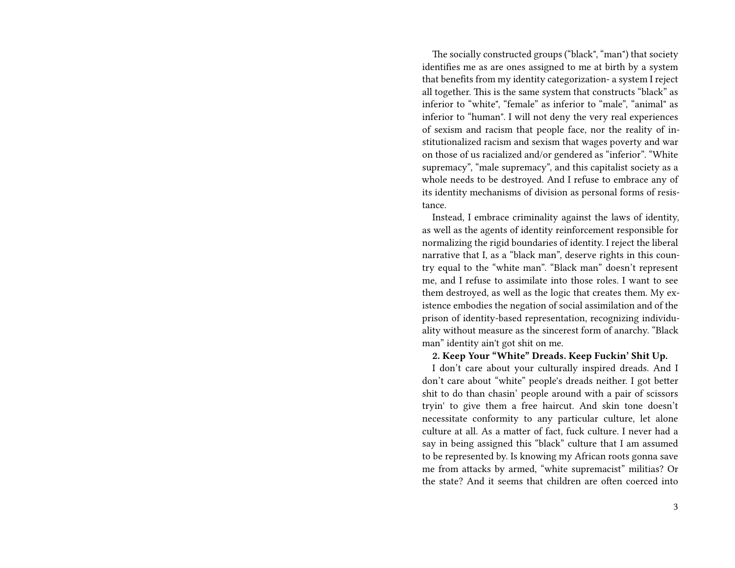The socially constructed groups ("black", "man") that society identifies me as are ones assigned to me at birth by a system that benefits from my identity categorization- a system I reject all together. This is the same system that constructs "black" as inferior to "white", "female" as inferior to "male", "animal" as inferior to "human". I will not deny the very real experiences of sexism and racism that people face, nor the reality of institutionalized racism and sexism that wages poverty and war on those of us racialized and/or gendered as "inferior". "White supremacy", "male supremacy", and this capitalist society as a whole needs to be destroyed. And I refuse to embrace any of its identity mechanisms of division as personal forms of resistance.

Instead, I embrace criminality against the laws of identity, as well as the agents of identity reinforcement responsible for normalizing the rigid boundaries of identity. I reject the liberal narrative that I, as a "black man", deserve rights in this country equal to the "white man". "Black man" doesn't represent me, and I refuse to assimilate into those roles. I want to see them destroyed, as well as the logic that creates them. My existence embodies the negation of social assimilation and of the prison of identity-based representation, recognizing individuality without measure as the sincerest form of anarchy. "Black man" identity ain't got shit on me.

**2. Keep Your "White" Dreads. Keep Fuckin' Shit Up.**

I don't care about your culturally inspired dreads. And I don't care about "white" people's dreads neither. I got better shit to do than chasin' people around with a pair of scissors tryin' to give them a free haircut. And skin tone doesn't necessitate conformity to any particular culture, let alone culture at all. As a matter of fact, fuck culture. I never had a say in being assigned this "black" culture that I am assumed to be represented by. Is knowing my African roots gonna save me from attacks by armed, "white supremacist" militias? Or the state? And it seems that children are often coerced into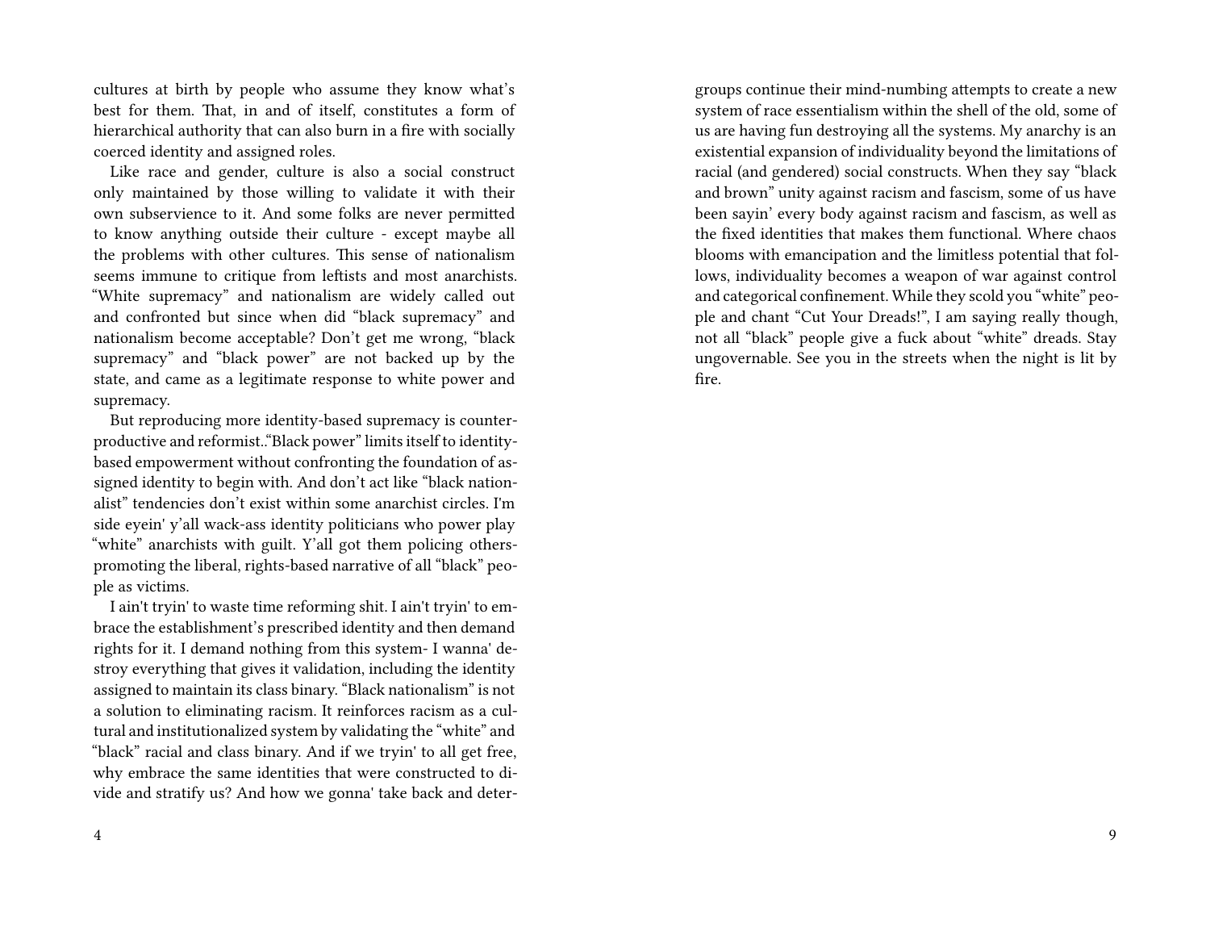cultures at birth by people who assume they know what's best for them. That, in and of itself, constitutes a form of hierarchical authority that can also burn in a fire with socially coerced identity and assigned roles.

Like race and gender, culture is also a social construct only maintained by those willing to validate it with their own subservience to it. And some folks are never permitted to know anything outside their culture - except maybe all the problems with other cultures. This sense of nationalism seems immune to critique from leftists and most anarchists. "White supremacy" and nationalism are widely called out and confronted but since when did "black supremacy" and nationalism become acceptable? Don't get me wrong, "black supremacy" and "black power" are not backed up by the state, and came as a legitimate response to white power and supremacy.

But reproducing more identity-based supremacy is counterproductive and reformist..."Black power" limits itself to identity-based empowerment without confronting the foundation of assigned identity to begin with. And don't act like "black nationalist" tendencies don't exist within some anarchist circles. I'm side eyein' y'all wack-ass identity politicians who power play "white" anarchists with guilt. Y'all got them policing others-promoting the liberal, rights-based narrative of all "black" people as victims.

I ain't tryin' to waste time reforming shit. I ain't tryin' to embrace the establishment's prescribed identity and then demand rights for it. I demand nothing from this system- I wanna' destroy everything that gives it validation, including the identity assigned to maintain its class binary. "Black nationalism" is not a solution to eliminating racism. It reinforces racism as a cultural and institutionalized system by validating the "white" and "black" racial and class binary. And if we tryin' to all get free, why embrace the same identities that were constructed to divide and stratify us? And how we gonna' take back and deter-

groups continue their mind-numbing attempts to create a new system of race essentialism within the shell of the old, some of us are having fun destroying all the systems. My anarchy is an existential expansion of individuality beyond the limitations of racial (and gendered) social constructs. When they say "black and brown" unity against racism and fascism, some of us have been sayin' every body against racism and fascism, as well as the fixed identities that makes them functional. Where chaos blooms with emancipation and the limitless potential that follows, individuality becomes a weapon of war against control and categorical confinement. While they scold you "white" people and chant "Cut Your Dreads!", I am saying really though, not all "black" people give a fuck about "white" dreads. Stay ungovernable. See you in the streets when the night is lit by fire.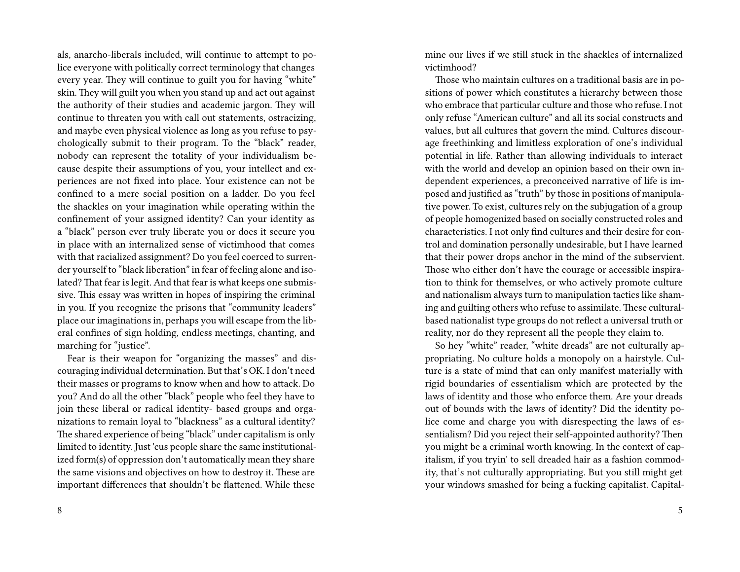als, anarcho-liberals included, will continue to attempt to police everyone with politically correct terminology that changes every year. They will continue to guilt you for having "white" skin. They will guilt you when you stand up and act out against the authority of their studies and academic jargon. They will continue to threaten you with call out statements, ostracizing, and maybe even physical violence as long as you refuse to psychologically submit to their program. To the "black" reader, nobody can represent the totality of your individualism because despite their assumptions of you, your intellect and experiences are not fixed into place. Your existence can not be confined to a mere social position on a ladder. Do you feel the shackles on your imagination while operating within the confinement of your assigned identity? Can your identity as a "black" person ever truly liberate you or does it secure you in place with an internalized sense of victimhood that comes with that racialized assignment? Do you feel coerced to surrender yourself to "black liberation" in fear of feeling alone and isolated? That fear is legit. And that fear is what keeps one submissive. This essay was written in hopes of inspiring the criminal in you. If you recognize the prisons that "community leaders" place our imaginations in, perhaps you will escape from the liberal confines of sign holding, endless meetings, chanting, and marching for "justice".

Fear is their weapon for "organizing the masses" and discouraging individual determination. But that's OK. I don't need their masses or programs to know when and how to attack. Do you? And do all the other "black" people who feel they have to join these liberal or radical identity- based groups and organizations to remain loyal to "blackness" as a cultural identity? The shared experience of being "black" under capitalism is only limited to identity. Just 'cus people share the same institutionalized form(s) of oppression don't automatically mean they share the same visions and objectives on how to destroy it. These are important differences that shouldn't be flattened. While these

mine our lives if we still stuck in the shackles of internalized victimhood?

Those who maintain cultures on a traditional basis are in positions of power which constitutes a hierarchy between those who embrace that particular culture and those who refuse. I not only refuse "American culture" and all its social constructs and values, but all cultures that govern the mind. Cultures discourage freethinking and limitless exploration of one's individual potential in life. Rather than allowing individuals to interact with the world and develop an opinion based on their own independent experiences, a preconceived narrative of life is imposed and justified as "truth" by those in positions of manipulative power. To exist, cultures rely on the subjugation of a group of people homogenized based on socially constructed roles and characteristics. I not only find cultures and their desire for control and domination personally undesirable, but I have learned that their power drops anchor in the mind of the subservient. Those who either don't have the courage or accessible inspiration to think for themselves, or who actively promote culture and nationalism always turn to manipulation tactics like shaming and guilting others who refuse to assimilate. These cultural-based nationalist type groups do not reflect a universal truth or reality, nor do they represent all the people they claim to.

So hey "white" reader, "white dreads" are not culturally appropriating. No culture holds a monopoly on a hairstyle. Culture is a state of mind that can only manifest materially with rigid boundaries of essentialism which are protected by the laws of identity and those who enforce them. Are your dreads out of bounds with the laws of identity? Did the identity police come and charge you with disrespecting the laws of essentialism? Did you reject their self-appointed authority? Then you might be a criminal worth knowing. In the context of capitalism, if you tryin' to sell dreaded hair as a fashion commodity, that's not culturally appropriating. But you still might get your windows smashed for being a fucking capitalist. Capital-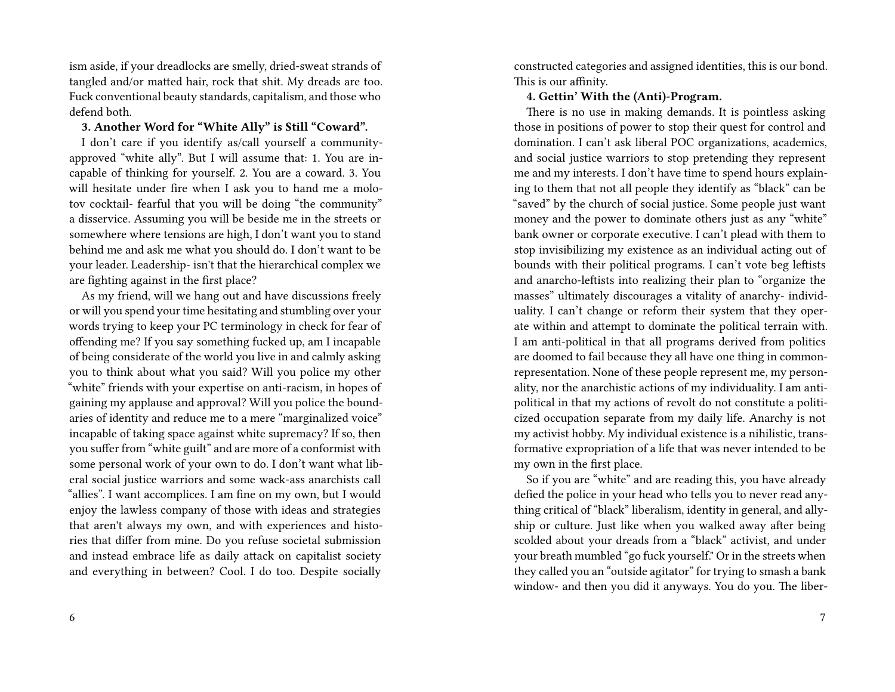ism aside, if your dreadlocks are smelly, dried-sweat strands of tangled and/or matted hair, rock that shit. My dreads are too. Fuck conventional beauty standards, capitalism, and those who defend both.

**3. Another Word for "White Ally" is Still "Coward".**

I don't care if you identify as/call yourself a community-approved "white ally". But I will assume that: 1. You are incapable of thinking for yourself. 2. You are a coward. 3. You will hesitate under fire when I ask you to hand me a molotov cocktail- fearful that you will be doing "the community" a disservice. Assuming you will be beside me in the streets or somewhere where tensions are high, I don't want you to stand behind me and ask me what you should do. I don't want to be your leader. Leadership- isn't that the hierarchical complex we are fighting against in the first place?

As my friend, will we hang out and have discussions freely or will you spend your time hesitating and stumbling over your words trying to keep your PC terminology in check for fear of offending me? If you say something fucked up, am I incapable of being considerate of the world you live in and calmly asking you to think about what you said? Will you police my other "white" friends with your expertise on anti-racism, in hopes of gaining my applause and approval? Will you police the boundaries of identity and reduce me to a mere "marginalized voice" incapable of taking space against white supremacy? If so, then you suffer from "white guilt" and are more of a conformist with some personal work of your own to do. I don't want what liberal social justice warriors and some wack-ass anarchists call "allies". I want accomplices. I am fine on my own, but I would enjoy the lawless company of those with ideas and strategies that aren't always my own, and with experiences and histories that differ from mine. Do you refuse societal submission and instead embrace life as daily attack on capitalist society and everything in between? Cool. I do too. Despite socially constructed categories and assigned identities, this is our bond. This is our affinity.

**4. Gettin' With the (Anti)-Program.**

There is no use in making demands. It is pointless asking those in positions of power to stop their quest for control and domination. I can't ask liberal POC organizations, academics, and social justice warriors to stop pretending they represent me and my interests. I don't have time to spend hours explaining to them that not all people they identify as "black" can be "saved" by the church of social justice. Some people just want money and the power to dominate others just as any "white" bank owner or corporate executive. I can't plead with them to stop invisibilizing my existence as an individual acting out of bounds with their political programs. I can't vote beg leftists and anarcho-leftists into realizing their plan to "organize the masses" ultimately discourages a vitality of anarchy- individuality. I can't change or reform their system that they operate within and attempt to dominate the political terrain with. I am anti-political in that all programs derived from politics are doomed to fail because they all have one thing in common- representation. None of these people represent me, my personality, nor the anarchistic actions of my individuality. I am anti-political in that my actions of revolt do not constitute a politicized occupation separate from my daily life. Anarchy is not my activist hobby. My individual existence is a nihilistic, transformative expropriation of a life that was never intended to be my own in the first place.

So if you are "white" and are reading this, you have already defied the police in your head who tells you to never read anything critical of "black" liberalism, identity in general, and allyship or culture. Just like when you walked away after being scolded about your dreads from a "black" activist, and under your breath mumbled "go fuck yourself." Or in the streets when they called you an "outside agitator" for trying to smash a bank window- and then you did it anyways. You do you. The liber-